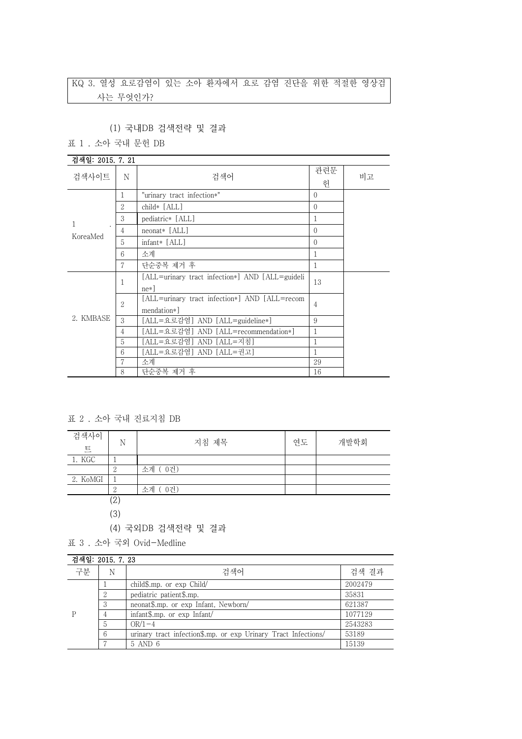KQ 3. 열성 요로감염이 있는 소아 환자에서 요로 감염 진단을 위한 적절한 영상검사는 무엇인가?

(1) 국내DB 검색전략 및 결과

표 1 . 소아 국내 문헌 DB

검색일: 2015. 7. 21

| 검색사이트 | N | 검색어 | 관련문헌 | 비고 |
|---|---|---|---|---|
| 1. KoreaMed | 1 | "urinary tract infection*" | 0 | |
| | 2 | child* [ALL] | 0 | |
| | 3 | pediatric* [ALL] | 1 | |
| | 4 | neonat* [ALL] | 0 | |
| | 5 | infant* [ALL] | 0 | |
| | 6 | 소계 | 1 | |
| | 7 | 단순중복 제거 후 | 1 | |
| 2. KMBASE | 1 | [ALL=urinary tract infection*] AND [ALL=guideline*] | 13 | |
| | 2 | [ALL=urinary tract infection*] AND [ALL=recommendation*] | 4 | |
| | 3 | [ALL=요로감염] AND [ALL=guideline*] | 9 | |
| | 4 | [ALL=요로감염] AND [ALL=recommendation*] | 1 | |
| | 5 | [ALL=요로감염] AND [ALL=지침] | 1 | |
| | 6 | [ALL=요로감염] AND [ALL=권고] | 1 | |
| | 7 | 소계 | 29 | |
| | 8 | 단순중복 제거 후 | 16 | |

표 2 . 소아 국내 진료지침 DB

| 검색사이트 | N | 지침 제목 | 연도 | 개발학회 |
|---|---|---|---|---|
| 1. KGC | 1 | | | |
| | 2 | 소계 ( 0건) | | |
| 2. KoMGI | 1 | | | |
| | 2 | 소계 ( 0건) | | |

(2)

(3)

(4) 국외DB 검색전략 및 결과

표 3 . 소아 국외 Ovid-Medline

검색일: 2015. 7. 23

| 구분 | N | 검색어 | 검색 결과 |
|---|---|---|---|
| P | 1 | child$.mp. or exp Child/ | 2002479 |
| | 2 | pediatric patient$.mp. | 35831 |
| | 3 | neonat$.mp. or exp Infant, Newborn/ | 621387 |
| | 4 | infant$.mp. or exp Infant/ | 1077129 |
| | 5 | OR/1-4 | 2543283 |
| | 6 | urinary tract infection$.mp. or exp Urinary Tract Infections/ | 53189 |
| | 7 | 5 AND 6 | 15139 |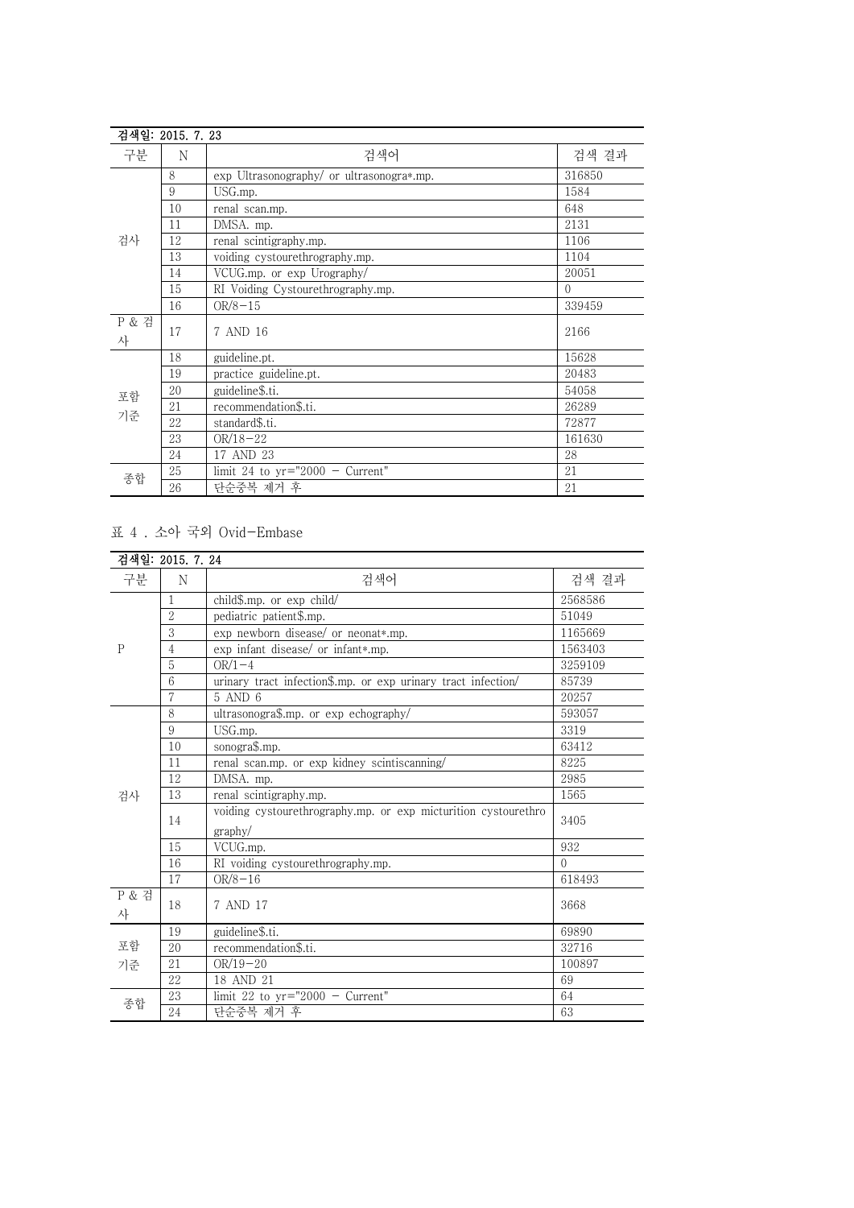검색일: 2015. 7. 23

| 구분 | N | 검색어 | 검색 결과 |
|---|---|---|---|
| 검사 | 8 | exp Ultrasonography/ or ultrasonogra*.mp. | 316850 |
| | 9 | USG.mp. | 1584 |
| | 10 | renal scan.mp. | 648 |
| | 11 | DMSA. mp. | 2131 |
| | 12 | renal scintigraphy.mp. | 1106 |
| | 13 | voiding cystourethrography.mp. | 1104 |
| | 14 | VCUG.mp. or exp Urography/ | 20051 |
| | 15 | RI Voiding Cystourethrography.mp. | 0 |
| | 16 | OR/8-15 | 339459 |
| P & 검사 | 17 | 7 AND 16 | 2166 |
| 포함 기준 | 18 | guideline.pt. | 15628 |
| | 19 | practice guideline.pt. | 20483 |
| | 20 | guideline$.ti. | 54058 |
| | 21 | recommendation$.ti. | 26289 |
| | 22 | standard$.ti. | 72877 |
| | 23 | OR/18-22 | 161630 |
| | 24 | 17 AND 23 | 28 |
| 종합 | 25 | limit 24 to yr="2000 - Current" | 21 |
| | 26 | 단순중복 제거 후 | 21 |

표 4 . 소아 국외 Ovid-Embase

검색일: 2015. 7. 24

| 구분 | N | 검색어 | 검색 결과 |
|---|---|---|---|
| P | 1 | child$.mp. or exp child/ | 2568586 |
| | 2 | pediatric patient$.mp. | 51049 |
| | 3 | exp newborn disease/ or neonat*.mp. | 1165669 |
| | 4 | exp infant disease/ or infant*.mp. | 1563403 |
| | 5 | OR/1-4 | 3259109 |
| | 6 | urinary tract infection$.mp. or exp urinary tract infection/ | 85739 |
| | 7 | 5 AND 6 | 20257 |
| 검사 | 8 | ultrasonogra$.mp. or exp echography/ | 593057 |
| | 9 | USG.mp. | 3319 |
| | 10 | sonogra$.mp. | 63412 |
| | 11 | renal scan.mp. or exp kidney scintiscanning/ | 8225 |
| | 12 | DMSA. mp. | 2985 |
| | 13 | renal scintigraphy.mp. | 1565 |
| | 14 | voiding cystourethrography.mp. or exp micturition cystourethrography/ | 3405 |
| | 15 | VCUG.mp. | 932 |
| | 16 | RI voiding cystourethrography.mp. | 0 |
| | 17 | OR/8-16 | 618493 |
| P & 검사 | 18 | 7 AND 17 | 3668 |
| 포함 기준 | 19 | guideline$.ti. | 69890 |
| | 20 | recommendation$.ti. | 32716 |
| | 21 | OR/19-20 | 100897 |
| | 22 | 18 AND 21 | 69 |
| 종합 | 23 | limit 22 to yr="2000 - Current" | 64 |
| | 24 | 단순중복 제거 후 | 63 |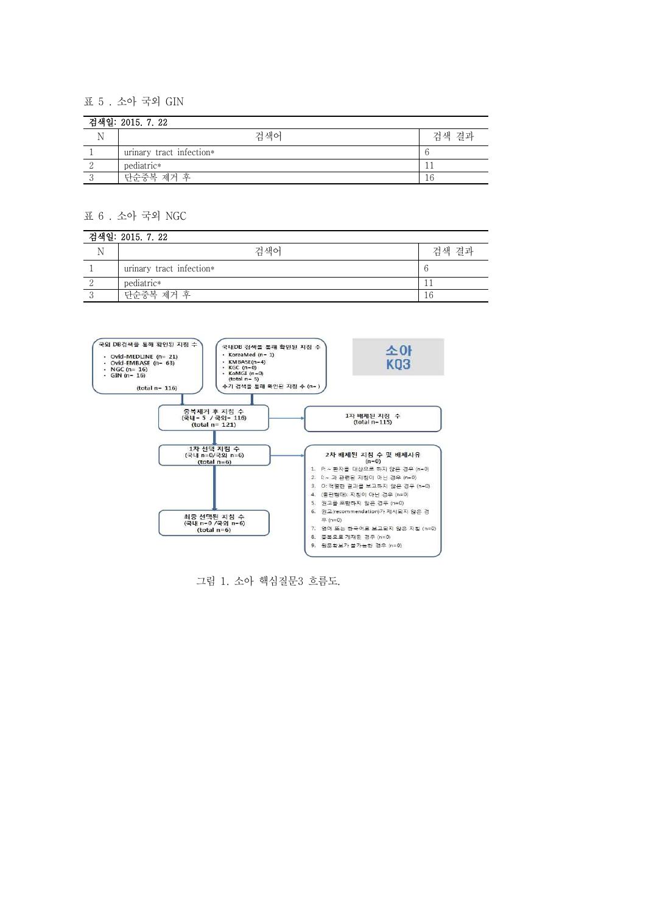표 5 . 소아 국외 GIN

| 검색일: 2015. 7. 22 | | |
|---|---|---|
| N | 검색어 | 검색 결과 |
| 1 | urinary tract infection* | 6 |
| 2 | pediatric* | 11 |
| 3 | 단순중복 제거 후 | 16 |

표 6 . 소아 국외 NGC

| 검색일: 2015. 7. 22 | | |
|---|---|---|
| N | 검색어 | 검색 결과 |
| 1 | urinary tract infection* | 6 |
| 2 | pediatric* | 11 |
| 3 | 단순중복 제거 후 | 16 |

소아 KQ3

국외 DB검색을 통해 확인된 지침 수
- Ovid-MEDLINE (n= 21)
- Ovid-EMBASE (n= 63)
- NGC (n= 16)
- GIN (n= 16)

(total n= 116)

국내DB 검색을 통해 확인된 지침 수
- KoreaMed (n= 1)
- KMBASE(n=4)
- KGC (n=0)
- KoMGI (n=0)

(total n= 5)

수기 검색을 통해 확인된 지침 수 (n= )

중복제거 후 지침 수 (국내= 5 / 국외= 116) (total n= 121)

1차 배제된 지침 수 (total n=115)

1차 선택 지침 수 (국내 n=0/국외 n=6) (total n=6)

2차 배제된 지침 수 및 배제사유 (n=0)
1. P: ~ 환자를 대상으로 하지 않은 경우 (n=0)
2. I: ~ 과 관련된 지침이 아닌 경우 (n=0)
3. O: 적절한 결과를 보고하지 않은 경우 (n=0)
4. (출판형태): 지침이 아닌 경우 (n=0)
5. 권고를 포함하지 않은 경우 (n=0)
6. 권고(recommendation)가 제시되지 않은 경우 (n=0)
7. 영어 또는 한국어로 보고되지 않은 지침 (n=0)
8. 중복으로 게재된 경우 (n=0)
9. 원문확보가 불가능한 경우 (n=0)

최종 선택된 지침 수 (국내 n=0 /국외 n=6) (total n=6)

그림 1. 소아 핵심질문3 흐름도.